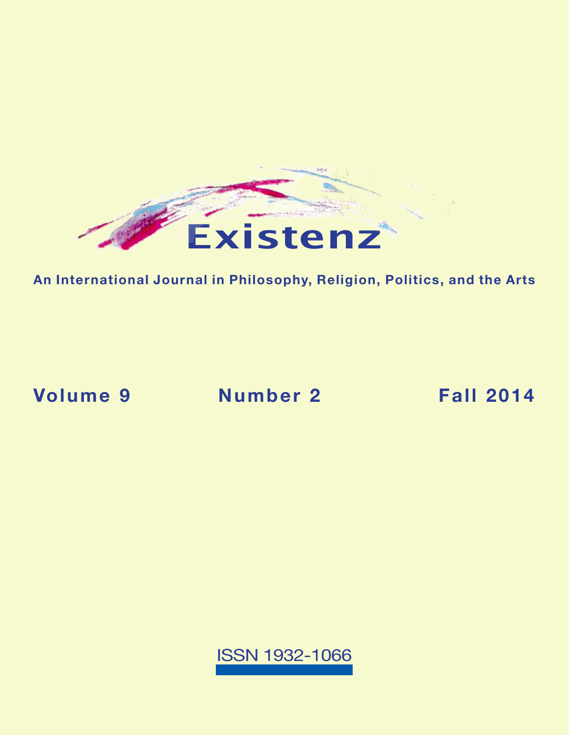# Existenz

**An International Journal in Philosophy, Religion, Politics, and the Arts**

**Volume 9 Number 2 Fall 2014**

ISSN 1932-1066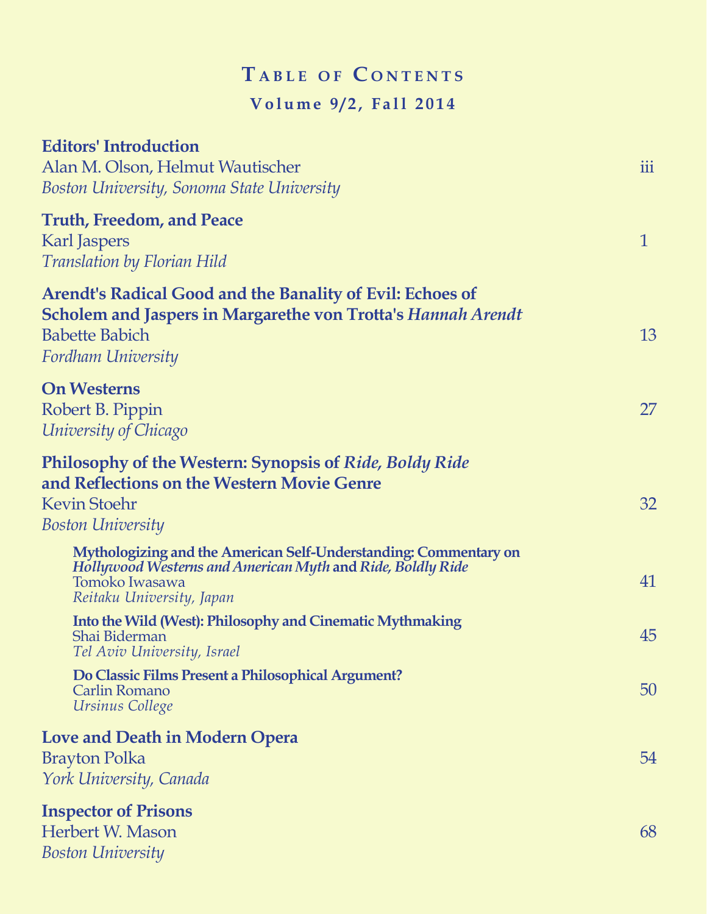# Table of Contents

## Volume 9/2, Fall 2014

**Editors' Introduction**
Alan M. Olson, Helmut Wautischer — iii
*Boston University, Sonoma State University*

**Truth, Freedom, and Peace**
Karl Jaspers — 1
*Translation by Florian Hild*

**Arendt's Radical Good and the Banality of Evil: Echoes of Scholem and Jaspers in Margarethe von Trotta's *Hannah Arendt***
Babette Babich — 13
*Fordham University*

**On Westerns**
Robert B. Pippin — 27
*University of Chicago*

**Philosophy of the Western: Synopsis of *Ride, Boldy Ride* and Reflections on the Western Movie Genre**
Kevin Stoehr — 32
*Boston University*

- **Mythologizing and the American Self-Understanding: Commentary on *Hollywood Westerns and American Myth* and *Ride, Boldly Ride***
  Tomoko Iwasawa — 41
  *Reitaku University, Japan*

- **Into the Wild (West): Philosophy and Cinematic Mythmaking**
  Shai Biderman — 45
  *Tel Aviv University, Israel*

- **Do Classic Films Present a Philosophical Argument?**
  Carlin Romano — 50
  *Ursinus College*

**Love and Death in Modern Opera**
Brayton Polka — 54
*York University, Canada*

**Inspector of Prisons**
Herbert W. Mason — 68
*Boston University*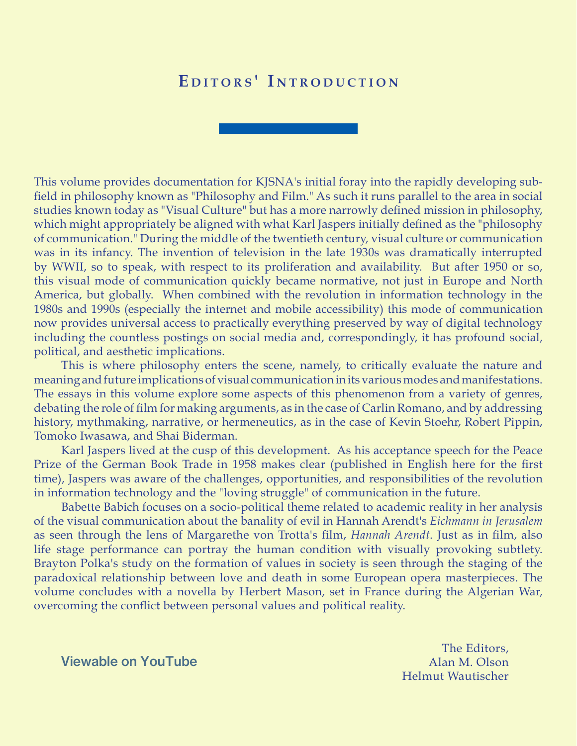# Editors' Introduction

This volume provides documentation for KJSNA's initial foray into the rapidly developing subfield in philosophy known as "Philosophy and Film." As such it runs parallel to the area in social studies known today as "Visual Culture" but has a more narrowly defined mission in philosophy, which might appropriately be aligned with what Karl Jaspers initially defined as the "philosophy of communication." During the middle of the twentieth century, visual culture or communication was in its infancy. The invention of television in the late 1930s was dramatically interrupted by WWII, so to speak, with respect to its proliferation and availability. But after 1950 or so, this visual mode of communication quickly became normative, not just in Europe and North America, but globally. When combined with the revolution in information technology in the 1980s and 1990s (especially the internet and mobile accessibility) this mode of communication now provides universal access to practically everything preserved by way of digital technology including the countless postings on social media and, correspondingly, it has profound social, political, and aesthetic implications.

This is where philosophy enters the scene, namely, to critically evaluate the nature and meaning and future implications of visual communication in its various modes and manifestations. The essays in this volume explore some aspects of this phenomenon from a variety of genres, debating the role of film for making arguments, as in the case of Carlin Romano, and by addressing history, mythmaking, narrative, or hermeneutics, as in the case of Kevin Stoehr, Robert Pippin, Tomoko Iwasawa, and Shai Biderman.

Karl Jaspers lived at the cusp of this development. As his acceptance speech for the Peace Prize of the German Book Trade in 1958 makes clear (published in English here for the first time), Jaspers was aware of the challenges, opportunities, and responsibilities of the revolution in information technology and the "loving struggle" of communication in the future.

Babette Babich focuses on a socio-political theme related to academic reality in her analysis of the visual communication about the banality of evil in Hannah Arendt's *Eichmann in Jerusalem* as seen through the lens of Margarethe von Trotta's film, *Hannah Arendt*. Just as in film, also life stage performance can portray the human condition with visually provoking subtlety. Brayton Polka's study on the formation of values in society is seen through the staging of the paradoxical relationship between love and death in some European opera masterpieces. The volume concludes with a novella by Herbert Mason, set in France during the Algerian War, overcoming the conflict between personal values and political reality.

**Viewable on YouTube**

The Editors,
Alan M. Olson
Helmut Wautischer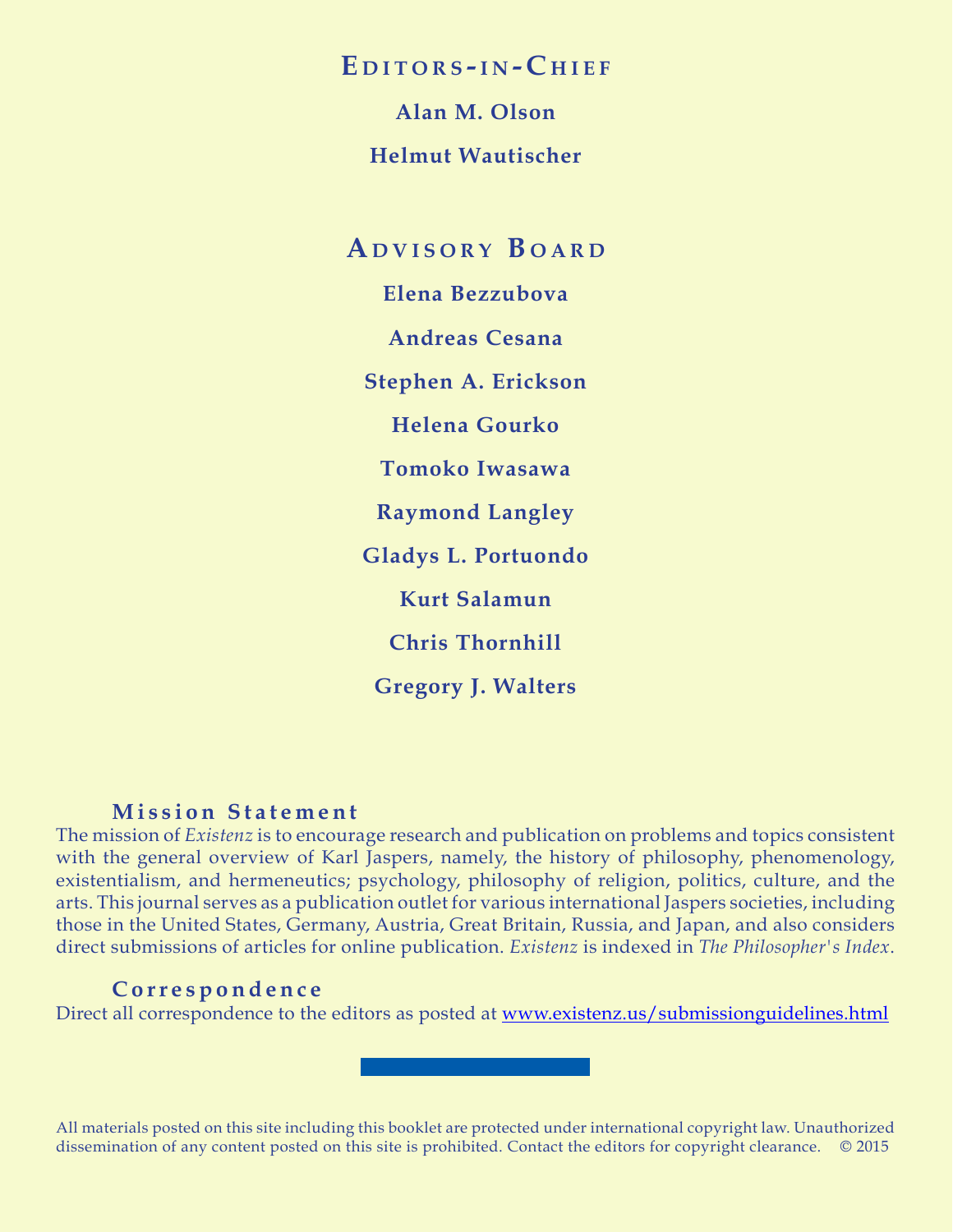## Editors-in-Chief

**Alan M. Olson**

**Helmut Wautischer**

## Advisory Board

**Elena Bezzubova**

**Andreas Cesana**

**Stephen A. Erickson**

**Helena Gourko**

**Tomoko Iwasawa**

**Raymond Langley**

**Gladys L. Portuondo**

**Kurt Salamun**

**Chris Thornhill**

**Gregory J. Walters**

### Mission Statement

The mission of *Existenz* is to encourage research and publication on problems and topics consistent with the general overview of Karl Jaspers, namely, the history of philosophy, phenomenology, existentialism, and hermeneutics; psychology, philosophy of religion, politics, culture, and the arts. This journal serves as a publication outlet for various international Jaspers societies, including those in the United States, Germany, Austria, Great Britain, Russia, and Japan, and also considers direct submissions of articles for online publication. *Existenz* is indexed in *The Philosopher's Index*.

### Correspondence

Direct all correspondence to the editors as posted at www.existenz.us/submissionguidelines.html

All materials posted on this site including this booklet are protected under international copyright law. Unauthorized dissemination of any content posted on this site is prohibited. Contact the editors for copyright clearance. © 2015